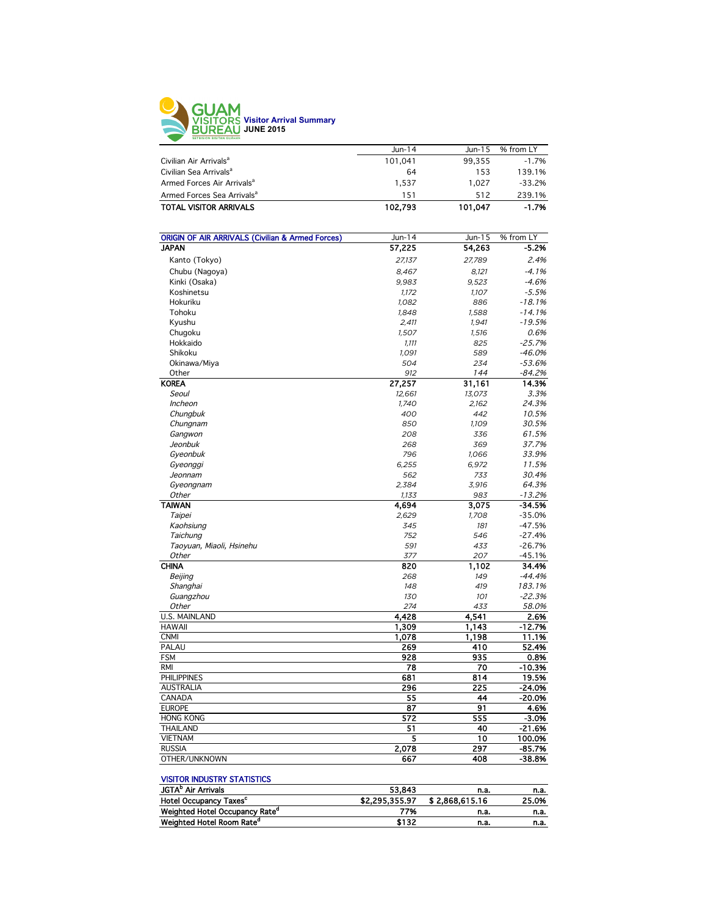# GUAM VISITORS BUREAU

**Visitor Arrival Summary**
**JUNE 2015**

| | Jun-14 | Jun-15 | % from LY |
|---|---|---|---|
| Civilian Air Arrivals[a] | 101,041 | 99,355 | -1.7% |
| Civilian Sea Arrivals[a] | 64 | 153 | 139.1% |
| Armed Forces Air Arrivals[a] | 1,537 | 1,027 | -33.2% |
| Armed Forces Sea Arrivals[a] | 151 | 512 | 239.1% |
| **TOTAL VISITOR ARRIVALS** | **102,793** | **101,047** | **-1.7%** |

| ORIGIN OF AIR ARRIVALS (Civilian & Armed Forces) | Jun-14 | Jun-15 | % from LY |
|---|---|---|---|
| **JAPAN** | **57,225** | **54,263** | **-5.2%** |
| Kanto (Tokyo) | *27,137* | *27,789* | *2.4%* |
| Chubu (Nagoya) | *8,467* | *8,121* | *-4.1%* |
| Kinki (Osaka) | *9,983* | *9,523* | *-4.6%* |
| Koshinetsu | *1,172* | *1,107* | *-5.5%* |
| Hokuriku | *1,082* | *886* | *-18.1%* |
| Tohoku | *1,848* | *1,588* | *-14.1%* |
| Kyushu | *2,411* | *1,941* | *-19.5%* |
| Chugoku | *1,507* | *1,516* | *0.6%* |
| Hokkaido | *1,111* | *825* | *-25.7%* |
| Shikoku | *1,091* | *589* | *-46.0%* |
| Okinawa/Miya | *504* | *234* | *-53.6%* |
| Other | *912* | *144* | *-84.2%* |
| **KOREA** | **27,257** | **31,161** | **14.3%** |
| *Seoul* | *12,661* | *13,073* | *3.3%* |
| *Incheon* | *1,740* | *2,162* | *24.3%* |
| *Chungbuk* | *400* | *442* | *10.5%* |
| *Chungnam* | *850* | *1,109* | *30.5%* |
| *Gangwon* | *208* | *336* | *61.5%* |
| *Jeonbuk* | *268* | *369* | *37.7%* |
| *Gyeonbuk* | *796* | *1,066* | *33.9%* |
| *Gyeonggi* | *6,255* | *6,972* | *11.5%* |
| *Jeonnam* | *562* | *733* | *30.4%* |
| *Gyeongnam* | *2,384* | *3,916* | *64.3%* |
| *Other* | *1,133* | *983* | *-13.2%* |
| **TAIWAN** | **4,694** | **3,075** | **-34.5%** |
| *Taipei* | *2,629* | *1,708* | -35.0% |
| *Kaohsiung* | *345* | *181* | -47.5% |
| *Taichung* | *752* | *546* | -27.4% |
| *Taoyuan, Miaoli, Hsinehu* | *591* | *433* | -26.7% |
| *Other* | *377* | *207* | -45.1% |
| **CHINA** | **820** | **1,102** | **34.4%** |
| *Beijing* | *268* | *149* | *-44.4%* |
| *Shanghai* | *148* | *419* | *183.1%* |
| *Guangzhou* | *130* | *101* | *-22.3%* |
| *Other* | *274* | *433* | *58.0%* |
| U.S. MAINLAND | **4,428** | **4,541** | **2.6%** |
| HAWAII | **1,309** | **1,143** | **-12.7%** |
| CNMI | **1,078** | **1,198** | **11.1%** |
| PALAU | **269** | **410** | **52.4%** |
| FSM | **928** | **935** | **0.8%** |
| RMI | **78** | **70** | **-10.3%** |
| PHILIPPINES | **681** | **814** | **19.5%** |
| AUSTRALIA | **296** | **225** | **-24.0%** |
| CANADA | **55** | **44** | **-20.0%** |
| EUROPE | **87** | **91** | **4.6%** |
| HONG KONG | **572** | **555** | **-3.0%** |
| THAILAND | **51** | **40** | **-21.6%** |
| VIETNAM | **5** | **10** | **100.0%** |
| RUSSIA | **2,078** | **297** | **-85.7%** |
| OTHER/UNKNOWN | **667** | **408** | **-38.8%** |

| VISITOR INDUSTRY STATISTICS | | | |
|---|---|---|---|
| **JGTA[b] Air Arrivals** | **53,843** | **n.a.** | **n.a.** |
| **Hotel Occupancy Taxes[c]** | **$2,295,355.97** | **$ 2,868,615.16** | **25.0%** |
| **Weighted Hotel Occupancy Rate[d]** | **77%** | **n.a.** | **n.a.** |
| **Weighted Hotel Room Rate[d]** | **$132** | **n.a.** | **n.a.** |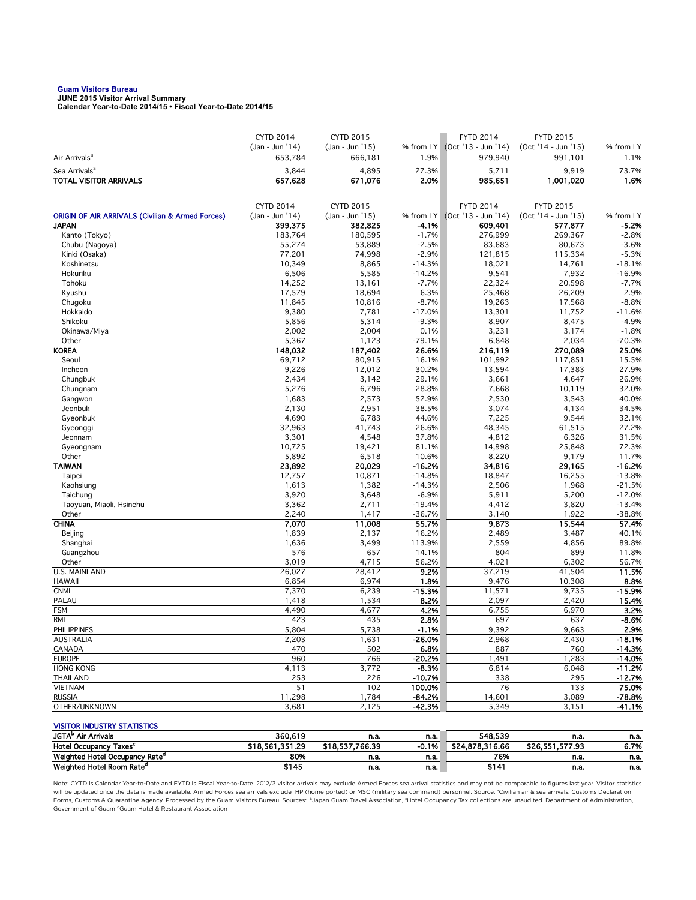**Guam Visitors Bureau**
**JUNE 2015 Visitor Arrival Summary**
**Calendar Year-to-Date 2014/15 • Fiscal Year-to-Date 2014/15**

| | CYTD 2014 (Jan - Jun '14) | CYTD 2015 (Jan - Jun '15) | % from LY | FYTD 2014 (Oct '13 - Jun '14) | FYTD 2015 (Oct '14 - Jun '15) | % from LY |
|---|---|---|---|---|---|---|
| Air Arrivals[a] | 653,784 | 666,181 | 1.9% | 979,940 | 991,101 | 1.1% |
| Sea Arrivals[a] | 3,844 | 4,895 | 27.3% | 5,711 | 9,919 | 73.7% |
| **TOTAL VISITOR ARRIVALS** | **657,628** | **671,076** | **2.0%** | **985,651** | **1,001,020** | **1.6%** |

| ORIGIN OF AIR ARRIVALS (Civilian & Armed Forces) | CYTD 2014 (Jan - Jun '14) | CYTD 2015 (Jan - Jun '15) | % from LY | FYTD 2014 (Oct '13 - Jun '14) | FYTD 2015 (Oct '14 - Jun '15) | % from LY |
|---|---|---|---|---|---|---|
| **JAPAN** | **399,375** | **382,825** | **-4.1%** | **609,401** | **577,877** | **-5.2%** |
| Kanto (Tokyo) | 183,764 | 180,595 | -1.7% | 276,999 | 269,367 | -2.8% |
| Chubu (Nagoya) | 55,274 | 53,889 | -2.5% | 83,683 | 80,673 | -3.6% |
| Kinki (Osaka) | 77,201 | 74,998 | -2.9% | 121,815 | 115,334 | -5.3% |
| Koshinetsu | 10,349 | 8,865 | -14.3% | 18,021 | 14,761 | -18.1% |
| Hokuriku | 6,506 | 5,585 | -14.2% | 9,541 | 7,932 | -16.9% |
| Tohoku | 14,252 | 13,161 | -7.7% | 22,324 | 20,598 | -7.7% |
| Kyushu | 17,579 | 18,694 | 6.3% | 25,468 | 26,209 | 2.9% |
| Chugoku | 11,845 | 10,816 | -8.7% | 19,263 | 17,568 | -8.8% |
| Hokkaido | 9,380 | 7,781 | -17.0% | 13,301 | 11,752 | -11.6% |
| Shikoku | 5,856 | 5,314 | -9.3% | 8,907 | 8,475 | -4.9% |
| Okinawa/Miya | 2,002 | 2,004 | 0.1% | 3,231 | 3,174 | -1.8% |
| Other | 5,367 | 1,123 | -79.1% | 6,848 | 2,034 | -70.3% |
| **KOREA** | **148,032** | **187,402** | **26.6%** | **216,119** | **270,089** | **25.0%** |
| Seoul | 69,712 | 80,915 | 16.1% | 101,992 | 117,851 | 15.5% |
| Incheon | 9,226 | 12,012 | 30.2% | 13,594 | 17,383 | 27.9% |
| Chungbuk | 2,434 | 3,142 | 29.1% | 3,661 | 4,647 | 26.9% |
| Chungnam | 5,276 | 6,796 | 28.8% | 7,668 | 10,119 | 32.0% |
| Gangwon | 1,683 | 2,573 | 52.9% | 2,530 | 3,543 | 40.0% |
| Jeonbuk | 2,130 | 2,951 | 38.5% | 3,074 | 4,134 | 34.5% |
| Gyeonbuk | 4,690 | 6,783 | 44.6% | 7,225 | 9,544 | 32.1% |
| Gyeonggi | 32,963 | 41,743 | 26.6% | 48,345 | 61,515 | 27.2% |
| Jeonnam | 3,301 | 4,548 | 37.8% | 4,812 | 6,326 | 31.5% |
| Gyeongnam | 10,725 | 19,421 | 81.1% | 14,998 | 25,848 | 72.3% |
| Other | 5,892 | 6,518 | 10.6% | 8,220 | 9,179 | 11.7% |
| **TAIWAN** | **23,892** | **20,029** | **-16.2%** | **34,816** | **29,165** | **-16.2%** |
| Taipei | 12,757 | 10,871 | -14.8% | 18,847 | 16,255 | -13.8% |
| Kaohsiung | 1,613 | 1,382 | -14.3% | 2,506 | 1,968 | -21.5% |
| Taichung | 3,920 | 3,648 | -6.9% | 5,911 | 5,200 | -12.0% |
| Taoyuan, Miaoli, Hsinehu | 3,362 | 2,711 | -19.4% | 4,412 | 3,820 | -13.4% |
| Other | 2,240 | 1,417 | -36.7% | 3,140 | 1,922 | -38.8% |
| **CHINA** | **7,070** | **11,008** | **55.7%** | **9,873** | **15,544** | **57.4%** |
| Beijing | 1,839 | 2,137 | 16.2% | 2,489 | 3,487 | 40.1% |
| Shanghai | 1,636 | 3,499 | 113.9% | 2,559 | 4,856 | 89.8% |
| Guangzhou | 576 | 657 | 14.1% | 804 | 899 | 11.8% |
| Other | 3,019 | 4,715 | 56.2% | 4,021 | 6,302 | 56.7% |
| U.S. MAINLAND | 26,027 | 28,412 | **9.2%** | 37,219 | 41,504 | **11.5%** |
| HAWAII | 6,854 | 6,974 | **1.8%** | 9,476 | 10,308 | **8.8%** |
| CNMI | 7,370 | 6,239 | **-15.3%** | 11,571 | 9,735 | **-15.9%** |
| PALAU | 1,418 | 1,534 | **8.2%** | 2,097 | 2,420 | **15.4%** |
| FSM | 4,490 | 4,677 | **4.2%** | 6,755 | 6,970 | **3.2%** |
| RMI | 423 | 435 | **2.8%** | 697 | 637 | **-8.6%** |
| PHILIPPINES | 5,804 | 5,738 | **-1.1%** | 9,392 | 9,663 | **2.9%** |
| AUSTRALIA | 2,203 | 1,631 | **-26.0%** | 2,968 | 2,430 | **-18.1%** |
| CANADA | 470 | 502 | **6.8%** | 887 | 760 | **-14.3%** |
| EUROPE | 960 | 766 | **-20.2%** | 1,491 | 1,283 | **-14.0%** |
| HONG KONG | 4,113 | 3,772 | **-8.3%** | 6,814 | 6,048 | **-11.2%** |
| THAILAND | 253 | 226 | **-10.7%** | 338 | 295 | **-12.7%** |
| VIETNAM | 51 | 102 | **100.0%** | 76 | 133 | **75.0%** |
| RUSSIA | 11,298 | 1,784 | **-84.2%** | 14,601 | 3,089 | **-78.8%** |
| OTHER/UNKNOWN | 3,681 | 2,125 | **-42.3%** | 5,349 | 3,151 | **-41.1%** |

| VISITOR INDUSTRY STATISTICS | | | | | | |
|---|---|---|---|---|---|---|
| **JGTA[b] Air Arrivals** | **360,619** | **n.a.** | **n.a.** | **548,539** | **n.a.** | **n.a.** |
| **Hotel Occupancy Taxes[c]** | **$18,561,351.29** | **$18,537,766.39** | **-0.1%** | **$24,878,316.66** | **$26,551,577.93** | **6.7%** |
| **Weighted Hotel Occupancy Rate[d]** | **80%** | **n.a.** | **n.a.** | **76%** | **n.a.** | **n.a.** |
| **Weighted Hotel Room Rate[d]** | **$145** | **n.a.** | **n.a.** | **$141** | **n.a.** | **n.a.** |

Note: CYTD is Calendar Year-to-Date and FYTD is Fiscal Year-to-Date. 2012/3 visitor arrivals may exclude Armed Forces sea arrival statistics and may not be comparable to figures last year. Visitor statistics will be updated once the data is made available. Armed Forces sea arrivals exclude HP (home ported) or MSC (military sea command) personnel. Source: [a]Civilian air & sea arrivals. Customs Declaration Forms, Customs & Quarantine Agency. Processed by the Guam Visitors Bureau. Sources: [b]Japan Guam Travel Association, [c]Hotel Occupancy Tax collections are unaudited. Department of Administration, Government of Guam [d]Guam Hotel & Restaurant Association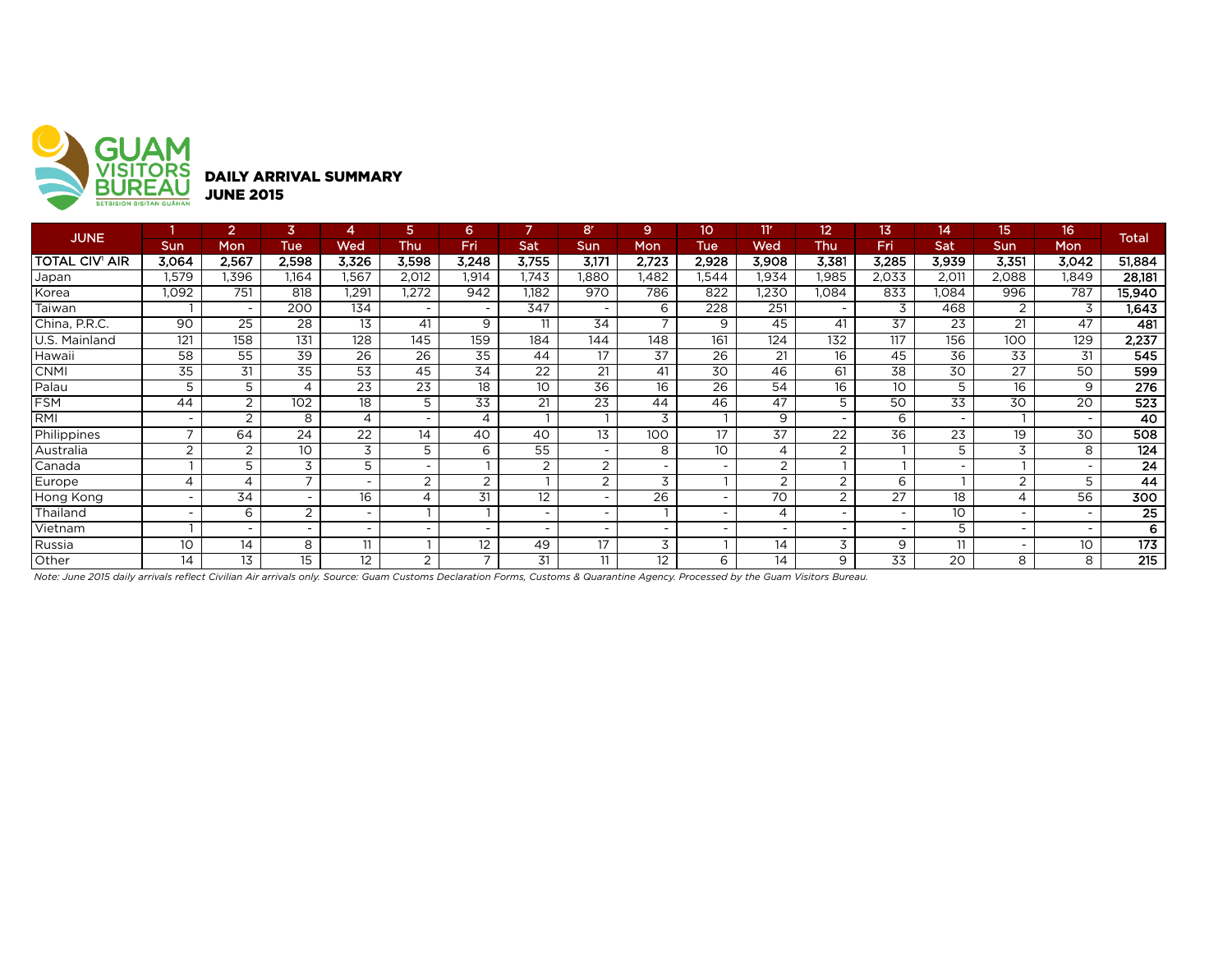GUAM VISITORS BUREAU
SETBISION BISITAN GUÅHAN

## DAILY ARRIVAL SUMMARY
## JUNE 2015

| JUNE | 1 Sun | 2 Mon | 3 Tue | 4 Wed | 5 Thu | 6 Fri | 7 Sat | 8ʳ Sun | 9 Mon | 10 Tue | 11ʳ Wed | 12 Thu | 13 Fri | 14 Sat | 15 Sun | 16 Mon | Total |
|---|---|---|---|---|---|---|---|---|---|---|---|---|---|---|---|---|---|
| **TOTAL CIV[1] AIR** | **3,064** | **2,567** | **2,598** | **3,326** | **3,598** | **3,248** | **3,755** | **3,171** | **2,723** | **2,928** | **3,908** | **3,381** | **3,285** | **3,939** | **3,351** | **3,042** | **51,884** |
| Japan | 1,579 | 1,396 | 1,164 | 1,567 | 2,012 | 1,914 | 1,743 | 1,880 | 1,482 | 1,544 | 1,934 | 1,985 | 2,033 | 2,011 | 2,088 | 1,849 | **28,181** |
| Korea | 1,092 | 751 | 818 | 1,291 | 1,272 | 942 | 1,182 | 970 | 786 | 822 | 1,230 | 1,084 | 833 | 1,084 | 996 | 787 | **15,940** |
| Taiwan | 1 | - | 200 | 134 | - | - | 347 | - | 6 | 228 | 251 | - | 3 | 468 | 2 | 3 | **1,643** |
| China, P.R.C. | 90 | 25 | 28 | 13 | 41 | 9 | 11 | 34 | 7 | 9 | 45 | 41 | 37 | 23 | 21 | 47 | **481** |
| U.S. Mainland | 121 | 158 | 131 | 128 | 145 | 159 | 184 | 144 | 148 | 161 | 124 | 132 | 117 | 156 | 100 | 129 | **2,237** |
| Hawaii | 58 | 55 | 39 | 26 | 26 | 35 | 44 | 17 | 37 | 26 | 21 | 16 | 45 | 36 | 33 | 31 | **545** |
| CNMI | 35 | 31 | 35 | 53 | 45 | 34 | 22 | 21 | 41 | 30 | 46 | 61 | 38 | 30 | 27 | 50 | **599** |
| Palau | 5 | 5 | 4 | 23 | 23 | 18 | 10 | 36 | 16 | 26 | 54 | 16 | 10 | 5 | 16 | 9 | **276** |
| FSM | 44 | 2 | 102 | 18 | 5 | 33 | 21 | 23 | 44 | 46 | 47 | 5 | 50 | 33 | 30 | 20 | **523** |
| RMI | - | 2 | 8 | 4 | - | 4 | 1 | 1 | 3 | 1 | 9 | - | 6 | - | 1 | - | **40** |
| Philippines | 7 | 64 | 24 | 22 | 14 | 40 | 40 | 13 | 100 | 17 | 37 | 22 | 36 | 23 | 19 | 30 | **508** |
| Australia | 2 | 2 | 10 | 3 | 5 | 6 | 55 | - | 8 | 10 | 4 | 2 | 1 | 5 | 3 | 8 | **124** |
| Canada | 1 | 5 | 3 | 5 | - | 1 | 2 | 2 | - | - | 2 | 1 | 1 | - | 1 | - | **24** |
| Europe | 4 | 4 | 7 | - | 2 | 2 | 1 | 2 | 3 | 1 | 2 | 2 | 6 | 1 | 2 | 5 | **44** |
| Hong Kong | - | 34 | - | 16 | 4 | 31 | 12 | - | 26 | - | 70 | 2 | 27 | 18 | 4 | 56 | **300** |
| Thailand | - | 6 | 2 | - | 1 | 1 | - | - | 1 | - | 4 | - | - | 10 | - | - | **25** |
| Vietnam | 1 | - | - | - | - | - | - | - | - | - | - | - | - | 5 | - | - | **6** |
| Russia | 10 | 14 | 8 | 11 | 1 | 12 | 49 | 17 | 3 | 1 | 14 | 3 | 9 | 11 | - | 10 | **173** |
| Other | 14 | 13 | 15 | 12 | 2 | 7 | 31 | 11 | 12 | 6 | 14 | 9 | 33 | 20 | 8 | 8 | **215** |

*Note: June 2015 daily arrivals reflect Civilian Air arrivals only. Source: Guam Customs Declaration Forms, Customs & Quarantine Agency. Processed by the Guam Visitors Bureau.*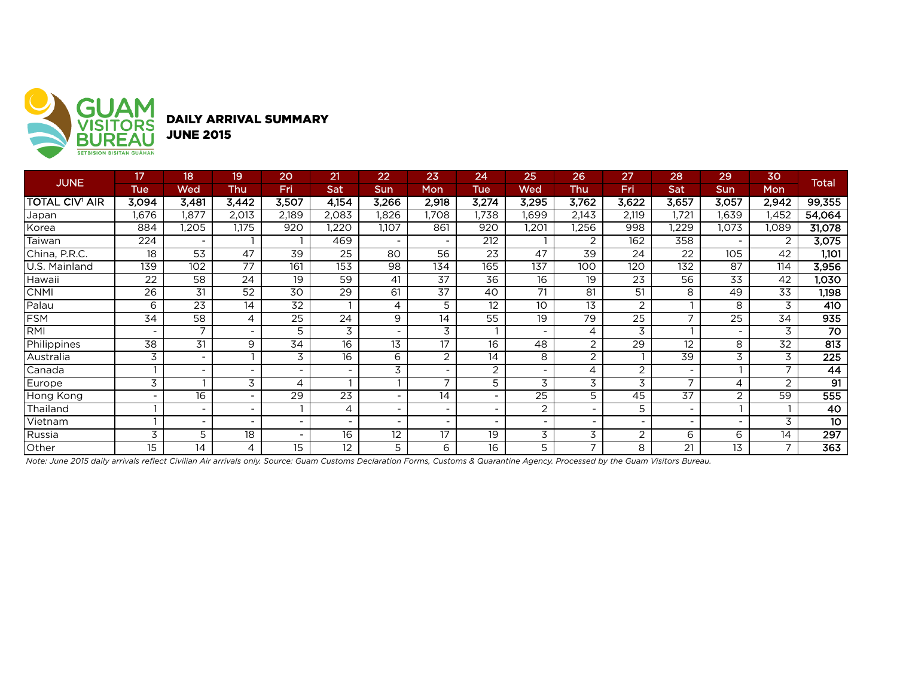GUAM VISITORS BUREAU
SETBISION BISITAN GUÅHAN

## DAILY ARRIVAL SUMMARY
## JUNE 2015

| JUNE | 17 | 18 | 19 | 20 | 21 | 22 | 23 | 24 | 25 | 26 | 27 | 28 | 29 | 30 | Total |
|---|---|---|---|---|---|---|---|---|---|---|---|---|---|---|---|
| | Tue | Wed | Thu | Fri | Sat | Sun | Mon | Tue | Wed | Thu | Fri | Sat | Sun | Mon | |
| **TOTAL CIV[1] AIR** | **3,094** | **3,481** | **3,442** | **3,507** | **4,154** | **3,266** | **2,918** | **3,274** | **3,295** | **3,762** | **3,622** | **3,657** | **3,057** | **2,942** | **99,355** |
| Japan | 1,676 | 1,877 | 2,013 | 2,189 | 2,083 | 1,826 | 1,708 | 1,738 | 1,699 | 2,143 | 2,119 | 1,721 | 1,639 | 1,452 | **54,064** |
| Korea | 884 | 1,205 | 1,175 | 920 | 1,220 | 1,107 | 861 | 920 | 1,201 | 1,256 | 998 | 1,229 | 1,073 | 1,089 | **31,078** |
| Taiwan | 224 | - | 1 | 1 | 469 | - | - | 212 | 1 | 2 | 162 | 358 | - | 2 | **3,075** |
| China, P.R.C. | 18 | 53 | 47 | 39 | 25 | 80 | 56 | 23 | 47 | 39 | 24 | 22 | 105 | 42 | **1,101** |
| U.S. Mainland | 139 | 102 | 77 | 161 | 153 | 98 | 134 | 165 | 137 | 100 | 120 | 132 | 87 | 114 | **3,956** |
| Hawaii | 22 | 58 | 24 | 19 | 59 | 41 | 37 | 36 | 16 | 19 | 23 | 56 | 33 | 42 | **1,030** |
| CNMI | 26 | 31 | 52 | 30 | 29 | 61 | 37 | 40 | 71 | 81 | 51 | 8 | 49 | 33 | **1,198** |
| Palau | 6 | 23 | 14 | 32 | 1 | 4 | 5 | 12 | 10 | 13 | 2 | 1 | 8 | 3 | **410** |
| FSM | 34 | 58 | 4 | 25 | 24 | 9 | 14 | 55 | 19 | 79 | 25 | 7 | 25 | 34 | **935** |
| RMI | - | 7 | - | 5 | 3 | - | 3 | 1 | - | 4 | 3 | 1 | - | 3 | **70** |
| Philippines | 38 | 31 | 9 | 34 | 16 | 13 | 17 | 16 | 48 | 2 | 29 | 12 | 8 | 32 | **813** |
| Australia | 3 | - | 1 | 3 | 16 | 6 | 2 | 14 | 8 | 2 | 1 | 39 | 3 | 3 | **225** |
| Canada | 1 | - | - | - | - | 3 | - | 2 | - | 4 | 2 | - | 1 | 7 | **44** |
| Europe | 3 | 1 | 3 | 4 | 1 | 1 | 7 | 5 | 3 | 3 | 3 | 7 | 4 | 2 | **91** |
| Hong Kong | - | 16 | - | 29 | 23 | - | 14 | - | 25 | 5 | 45 | 37 | 2 | 59 | **555** |
| Thailand | 1 | - | - | 1 | 4 | - | - | - | 2 | - | 5 | - | 1 | 1 | **40** |
| Vietnam | 1 | - | - | - | - | - | - | - | - | - | - | - | - | 3 | **10** |
| Russia | 3 | 5 | 18 | - | 16 | 12 | 17 | 19 | 3 | 3 | 2 | 6 | 6 | 14 | **297** |
| Other | 15 | 14 | 4 | 15 | 12 | 5 | 6 | 16 | 5 | 7 | 8 | 21 | 13 | 7 | **363** |

*Note: June 2015 daily arrivals reflect Civilian Air arrivals only. Source: Guam Customs Declaration Forms, Customs & Quarantine Agency. Processed by the Guam Visitors Bureau.*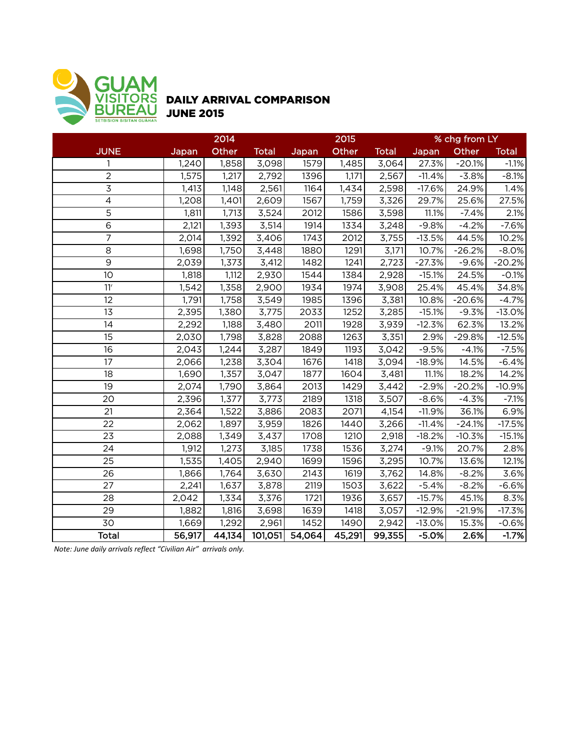GUAM VISITORS BUREAU
SETBISION BISITAN GUÅHAN

# DAILY ARRIVAL COMPARISON
# JUNE 2015

| | 2014 | | | 2015 | | | % chg from LY | | |
|---|---|---|---|---|---|---|---|---|---|
| JUNE | Japan | Other | Total | Japan | Other | Total | Japan | Other | Total |
| 1 | 1,240 | 1,858 | 3,098 | 1579 | 1,485 | 3,064 | 27.3% | -20.1% | -1.1% |
| 2 | 1,575 | 1,217 | 2,792 | 1396 | 1,171 | 2,567 | -11.4% | -3.8% | -8.1% |
| 3 | 1,413 | 1,148 | 2,561 | 1164 | 1,434 | 2,598 | -17.6% | 24.9% | 1.4% |
| 4 | 1,208 | 1,401 | 2,609 | 1567 | 1,759 | 3,326 | 29.7% | 25.6% | 27.5% |
| 5 | 1,811 | 1,713 | 3,524 | 2012 | 1586 | 3,598 | 11.1% | -7.4% | 2.1% |
| 6 | 2,121 | 1,393 | 3,514 | 1914 | 1334 | 3,248 | -9.8% | -4.2% | -7.6% |
| 7 | 2,014 | 1,392 | 3,406 | 1743 | 2012 | 3,755 | -13.5% | 44.5% | 10.2% |
| 8 | 1,698 | 1,750 | 3,448 | 1880 | 1291 | 3,171 | 10.7% | -26.2% | -8.0% |
| 9 | 2,039 | 1,373 | 3,412 | 1482 | 1241 | 2,723 | -27.3% | -9.6% | -20.2% |
| 10 | 1,818 | 1,112 | 2,930 | 1544 | 1384 | 2,928 | -15.1% | 24.5% | -0.1% |
| 11r | 1,542 | 1,358 | 2,900 | 1934 | 1974 | 3,908 | 25.4% | 45.4% | 34.8% |
| 12 | 1,791 | 1,758 | 3,549 | 1985 | 1396 | 3,381 | 10.8% | -20.6% | -4.7% |
| 13 | 2,395 | 1,380 | 3,775 | 2033 | 1252 | 3,285 | -15.1% | -9.3% | -13.0% |
| 14 | 2,292 | 1,188 | 3,480 | 2011 | 1928 | 3,939 | -12.3% | 62.3% | 13.2% |
| 15 | 2,030 | 1,798 | 3,828 | 2088 | 1263 | 3,351 | 2.9% | -29.8% | -12.5% |
| 16 | 2,043 | 1,244 | 3,287 | 1849 | 1193 | 3,042 | -9.5% | -4.1% | -7.5% |
| 17 | 2,066 | 1,238 | 3,304 | 1676 | 1418 | 3,094 | -18.9% | 14.5% | -6.4% |
| 18 | 1,690 | 1,357 | 3,047 | 1877 | 1604 | 3,481 | 11.1% | 18.2% | 14.2% |
| 19 | 2,074 | 1,790 | 3,864 | 2013 | 1429 | 3,442 | -2.9% | -20.2% | -10.9% |
| 20 | 2,396 | 1,377 | 3,773 | 2189 | 1318 | 3,507 | -8.6% | -4.3% | -7.1% |
| 21 | 2,364 | 1,522 | 3,886 | 2083 | 2071 | 4,154 | -11.9% | 36.1% | 6.9% |
| 22 | 2,062 | 1,897 | 3,959 | 1826 | 1440 | 3,266 | -11.4% | -24.1% | -17.5% |
| 23 | 2,088 | 1,349 | 3,437 | 1708 | 1210 | 2,918 | -18.2% | -10.3% | -15.1% |
| 24 | 1,912 | 1,273 | 3,185 | 1738 | 1536 | 3,274 | -9.1% | 20.7% | 2.8% |
| 25 | 1,535 | 1,405 | 2,940 | 1699 | 1596 | 3,295 | 10.7% | 13.6% | 12.1% |
| 26 | 1,866 | 1,764 | 3,630 | 2143 | 1619 | 3,762 | 14.8% | -8.2% | 3.6% |
| 27 | 2,241 | 1,637 | 3,878 | 2119 | 1503 | 3,622 | -5.4% | -8.2% | -6.6% |
| 28 | 2,042 | 1,334 | 3,376 | 1721 | 1936 | 3,657 | -15.7% | 45.1% | 8.3% |
| 29 | 1,882 | 1,816 | 3,698 | 1639 | 1418 | 3,057 | -12.9% | -21.9% | -17.3% |
| 30 | 1,669 | 1,292 | 2,961 | 1452 | 1490 | 2,942 | -13.0% | 15.3% | -0.6% |
| **Total** | **56,917** | **44,134** | **101,051** | **54,064** | **45,291** | **99,355** | **-5.0%** | **2.6%** | **-1.7%** |

*Note: June daily arrivals reflect "Civilian Air" arrivals only.*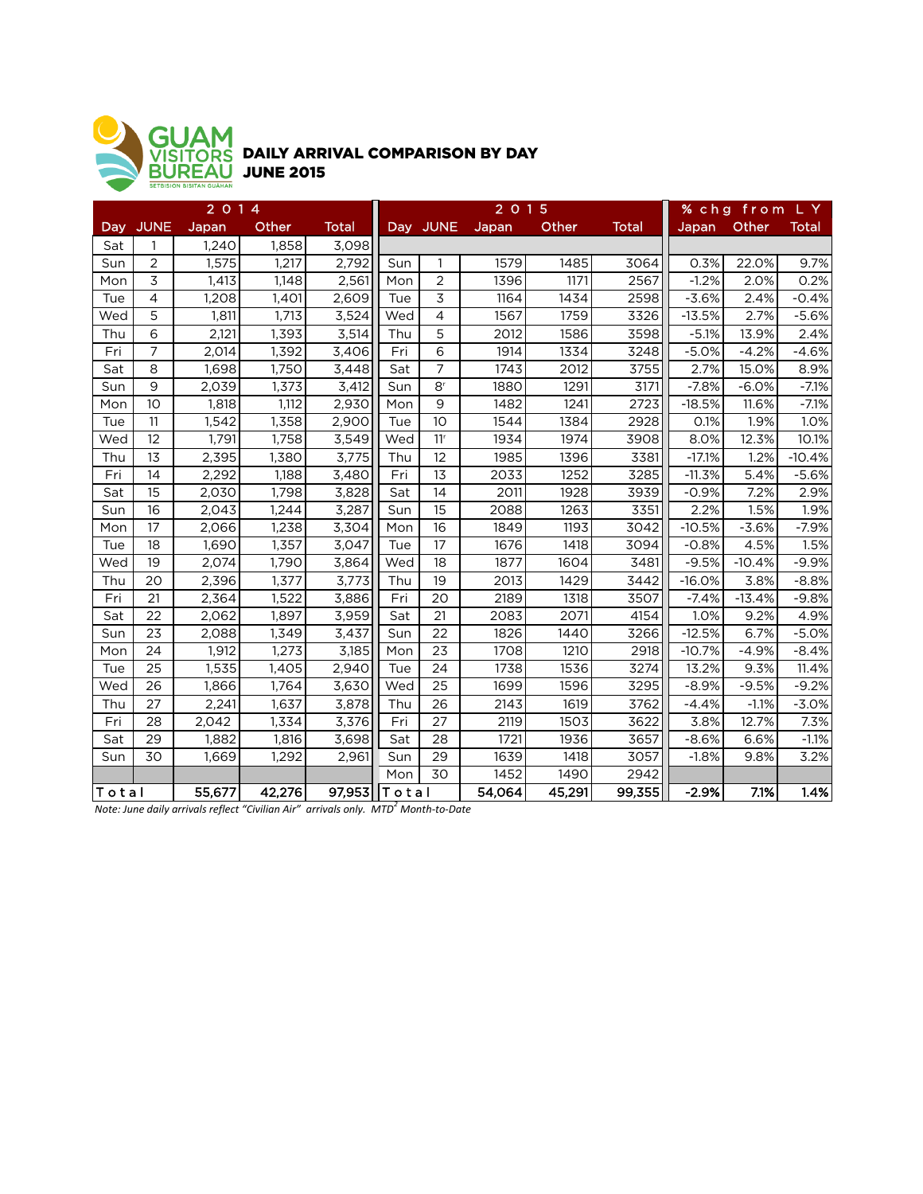GUAM VISITORS BUREAU
SETBISION BISITAN GUAHAN

## DAILY ARRIVAL COMPARISON BY DAY
## JUNE 2015

| 2014 | | | | | 2015 | | | | | % chg from LY | | |
|---|---|---|---|---|---|---|---|---|---|---|---|---|
| Day | JUNE | Japan | Other | Total | Day | JUNE | Japan | Other | Total | Japan | Other | Total |
| Sat | 1 | 1,240 | 1,858 | 3,098 | | | | | | | | |
| Sun | 2 | 1,575 | 1,217 | 2,792 | Sun | 1 | 1579 | 1485 | 3064 | 0.3% | 22.0% | 9.7% |
| Mon | 3 | 1,413 | 1,148 | 2,561 | Mon | 2 | 1396 | 1171 | 2567 | -1.2% | 2.0% | 0.2% |
| Tue | 4 | 1,208 | 1,401 | 2,609 | Tue | 3 | 1164 | 1434 | 2598 | -3.6% | 2.4% | -0.4% |
| Wed | 5 | 1,811 | 1,713 | 3,524 | Wed | 4 | 1567 | 1759 | 3326 | -13.5% | 2.7% | -5.6% |
| Thu | 6 | 2,121 | 1,393 | 3,514 | Thu | 5 | 2012 | 1586 | 3598 | -5.1% | 13.9% | 2.4% |
| Fri | 7 | 2,014 | 1,392 | 3,406 | Fri | 6 | 1914 | 1334 | 3248 | -5.0% | -4.2% | -4.6% |
| Sat | 8 | 1,698 | 1,750 | 3,448 | Sat | 7 | 1743 | 2012 | 3755 | 2.7% | 15.0% | 8.9% |
| Sun | 9 | 2,039 | 1,373 | 3,412 | Sun | 8r | 1880 | 1291 | 3171 | -7.8% | -6.0% | -7.1% |
| Mon | 10 | 1,818 | 1,112 | 2,930 | Mon | 9 | 1482 | 1241 | 2723 | -18.5% | 11.6% | -7.1% |
| Tue | 11 | 1,542 | 1,358 | 2,900 | Tue | 10 | 1544 | 1384 | 2928 | 0.1% | 1.9% | 1.0% |
| Wed | 12 | 1,791 | 1,758 | 3,549 | Wed | 11r | 1934 | 1974 | 3908 | 8.0% | 12.3% | 10.1% |
| Thu | 13 | 2,395 | 1,380 | 3,775 | Thu | 12 | 1985 | 1396 | 3381 | -17.1% | 1.2% | -10.4% |
| Fri | 14 | 2,292 | 1,188 | 3,480 | Fri | 13 | 2033 | 1252 | 3285 | -11.3% | 5.4% | -5.6% |
| Sat | 15 | 2,030 | 1,798 | 3,828 | Sat | 14 | 2011 | 1928 | 3939 | -0.9% | 7.2% | 2.9% |
| Sun | 16 | 2,043 | 1,244 | 3,287 | Sun | 15 | 2088 | 1263 | 3351 | 2.2% | 1.5% | 1.9% |
| Mon | 17 | 2,066 | 1,238 | 3,304 | Mon | 16 | 1849 | 1193 | 3042 | -10.5% | -3.6% | -7.9% |
| Tue | 18 | 1,690 | 1,357 | 3,047 | Tue | 17 | 1676 | 1418 | 3094 | -0.8% | 4.5% | 1.5% |
| Wed | 19 | 2,074 | 1,790 | 3,864 | Wed | 18 | 1877 | 1604 | 3481 | -9.5% | -10.4% | -9.9% |
| Thu | 20 | 2,396 | 1,377 | 3,773 | Thu | 19 | 2013 | 1429 | 3442 | -16.0% | 3.8% | -8.8% |
| Fri | 21 | 2,364 | 1,522 | 3,886 | Fri | 20 | 2189 | 1318 | 3507 | -7.4% | -13.4% | -9.8% |
| Sat | 22 | 2,062 | 1,897 | 3,959 | Sat | 21 | 2083 | 2071 | 4154 | 1.0% | 9.2% | 4.9% |
| Sun | 23 | 2,088 | 1,349 | 3,437 | Sun | 22 | 1826 | 1440 | 3266 | -12.5% | 6.7% | -5.0% |
| Mon | 24 | 1,912 | 1,273 | 3,185 | Mon | 23 | 1708 | 1210 | 2918 | -10.7% | -4.9% | -8.4% |
| Tue | 25 | 1,535 | 1,405 | 2,940 | Tue | 24 | 1738 | 1536 | 3274 | 13.2% | 9.3% | 11.4% |
| Wed | 26 | 1,866 | 1,764 | 3,630 | Wed | 25 | 1699 | 1596 | 3295 | -8.9% | -9.5% | -9.2% |
| Thu | 27 | 2,241 | 1,637 | 3,878 | Thu | 26 | 2143 | 1619 | 3762 | -4.4% | -1.1% | -3.0% |
| Fri | 28 | 2,042 | 1,334 | 3,376 | Fri | 27 | 2119 | 1503 | 3622 | 3.8% | 12.7% | 7.3% |
| Sat | 29 | 1,882 | 1,816 | 3,698 | Sat | 28 | 1721 | 1936 | 3657 | -8.6% | 6.6% | -1.1% |
| Sun | 30 | 1,669 | 1,292 | 2,961 | Sun | 29 | 1639 | 1418 | 3057 | -1.8% | 9.8% | 3.2% |
| | | | | | Mon | 30 | 1452 | 1490 | 2942 | | | |
| Total | | 55,677 | 42,276 | 97,953 | Total | | 54,064 | 45,291 | 99,355 | -2.9% | 7.1% | 1.4% |

*Note: June daily arrivals reflect "Civilian Air" arrivals only. MTD[2] Month-to-Date*